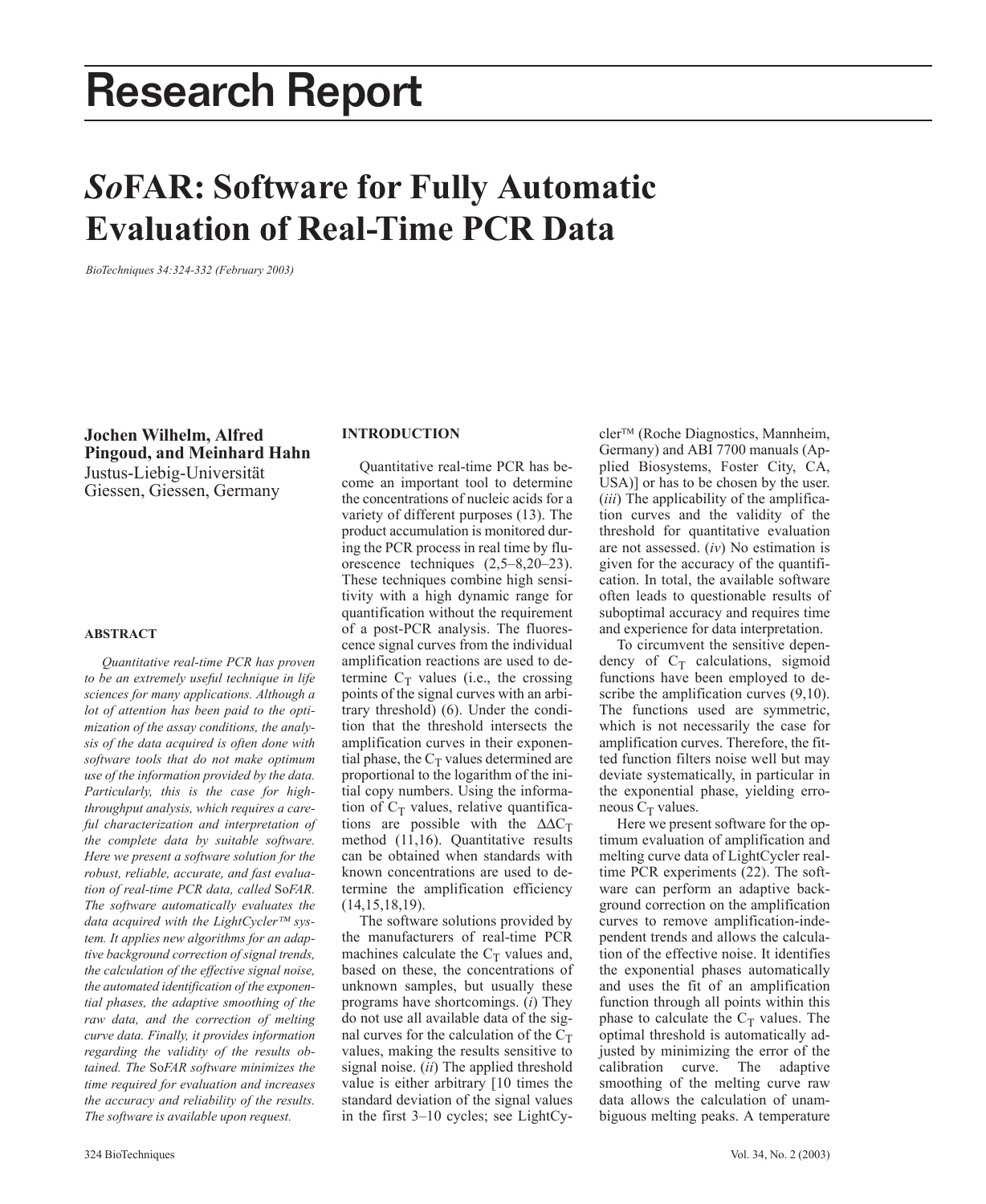# Research Report

# *So*FAR: Software for Fully Automatic Evaluation of Real-Time PCR Data

*BioTechniques 34:324-332 (February 2003)*

**Jochen Wilhelm, Alfred Pingoud, and Meinhard Hahn**
Justus-Liebig-Universität Giessen, Giessen, Germany

## ABSTRACT

*Quantitative real-time PCR has proven to be an extremely useful technique in life sciences for many applications. Although a lot of attention has been paid to the optimization of the assay conditions, the analysis of the data acquired is often done with software tools that do not make optimum use of the information provided by the data. Particularly, this is the case for high-throughput analysis, which requires a careful characterization and interpretation of the complete data by suitable software. Here we present a software solution for the robust, reliable, accurate, and fast evaluation of real-time PCR data, called* So*FAR. The software automatically evaluates the data acquired with the LightCycler™ system. It applies new algorithms for an adaptive background correction of signal trends, the calculation of the effective signal noise, the automated identification of the exponential phases, the adaptive smoothing of the raw data, and the correction of melting curve data. Finally, it provides information regarding the validity of the results obtained. The* So*FAR software minimizes the time required for evaluation and increases the accuracy and reliability of the results. The software is available upon request.*

## INTRODUCTION

Quantitative real-time PCR has become an important tool to determine the concentrations of nucleic acids for a variety of different purposes (13). The product accumulation is monitored during the PCR process in real time by fluorescence techniques (2,5–8,20–23). These techniques combine high sensitivity with a high dynamic range for quantification without the requirement of a post-PCR analysis. The fluorescence signal curves from the individual amplification reactions are used to determine $C_T$ values (i.e., the crossing points of the signal curves with an arbitrary threshold) (6). Under the condition that the threshold intersects the amplification curves in their exponential phase, the $C_T$ values determined are proportional to the logarithm of the initial copy numbers. Using the information of $C_T$ values, relative quantifications are possible with the $\Delta\Delta C_T$ method (11,16). Quantitative results can be obtained when standards with known concentrations are used to determine the amplification efficiency (14,15,18,19).

The software solutions provided by the manufacturers of real-time PCR machines calculate the $C_T$ values and, based on these, the concentrations of unknown samples, but usually these programs have shortcomings. (*i*) They do not use all available data of the signal curves for the calculation of the $C_T$ values, making the results sensitive to signal noise. (*ii*) The applied threshold value is either arbitrary [10 times the standard deviation of the signal values in the first 3–10 cycles; see LightCycler™ (Roche Diagnostics, Mannheim, Germany) and ABI 7700 manuals (Applied Biosystems, Foster City, CA, USA)] or has to be chosen by the user. (*iii*) The applicability of the amplification curves and the validity of the threshold for quantitative evaluation are not assessed. (*iv*) No estimation is given for the accuracy of the quantification. In total, the available software often leads to questionable results of suboptimal accuracy and requires time and experience for data interpretation.

To circumvent the sensitive dependency of $C_T$ calculations, sigmoid functions have been employed to describe the amplification curves (9,10). The functions used are symmetric, which is not necessarily the case for amplification curves. Therefore, the fitted function filters noise well but may deviate systematically, in particular in the exponential phase, yielding erroneous $C_T$ values.

Here we present software for the optimum evaluation of amplification and melting curve data of LightCycler real-time PCR experiments (22). The software can perform an adaptive background correction on the amplification curves to remove amplification-independent trends and allows the calculation of the effective noise. It identifies the exponential phases automatically and uses the fit of an amplification function through all points within this phase to calculate the $C_T$ values. The optimal threshold is automatically adjusted by minimizing the error of the calibration curve. The adaptive smoothing of the melting curve raw data allows the calculation of unambiguous melting peaks. A temperature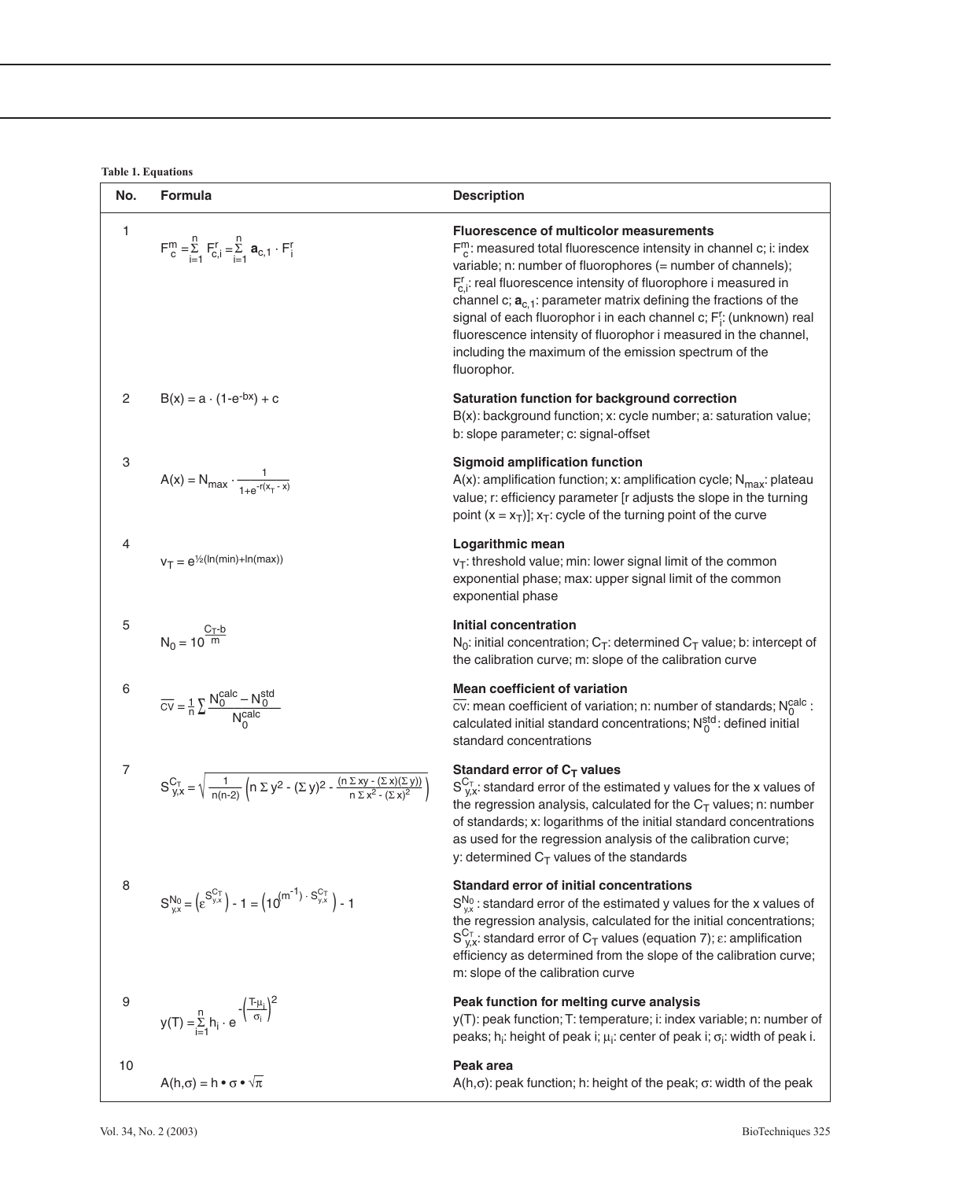**Table 1. Equations**

| No. | Formula | Description |
|---|---|---|
| 1 | $F_c^m = \sum_{i=1}^{n} F_{c,i}^r = \sum_{i=1}^{n} \mathbf{a}_{c,1} \cdot F_i^r$ | **Fluorescence of multicolor measurements** $F_c^m$: measured total fluorescence intensity in channel c; i: index variable; n: number of fluorophores (= number of channels); $F_{c,i}^r$: real fluorescence intensity of fluorophore i measured in channel c; $\mathbf{a}_{c,1}$: parameter matrix defining the fractions of the signal of each fluorophor i in each channel c; $F_i^r$: (unknown) real fluorescence intensity of fluorophor i measured in the channel, including the maximum of the emission spectrum of the fluorophor. |
| 2 | $B(x) = a \cdot (1-e^{-bx}) + c$ | **Saturation function for background correction** B(x): background function; x: cycle number; a: saturation value; b: slope parameter; c: signal-offset |
| 3 | $A(x) = N_{max} \cdot \frac{1}{1+e^{-r(x_T - x)}}$ | **Sigmoid amplification function** A(x): amplification function; x: amplification cycle; $N_{max}$: plateau value; r: efficiency parameter [r adjusts the slope in the turning point ($x = x_T$)]; $x_T$: cycle of the turning point of the curve |
| 4 | $v_T = e^{½(\ln(min)+\ln(max))}$ | **Logarithmic mean** $v_T$: threshold value; min: lower signal limit of the common exponential phase; max: upper signal limit of the common exponential phase |
| 5 | $N_0 = 10^{\frac{C_T-b}{m}}$ | **Initial concentration** $N_0$: initial concentration; $C_T$: determined $C_T$ value; b: intercept of the calibration curve; m: slope of the calibration curve |
| 6 | $\overline{CV} = \frac{1}{n} \sum \frac{N_0^{calc} - N_0^{std}}{N_0^{calc}}$ | **Mean coefficient of variation** $\overline{CV}$: mean coefficient of variation; n: number of standards; $N_0^{calc}$ : calculated initial standard concentrations; $N_0^{std}$: defined initial standard concentrations |
| 7 | $S_{y,x}^{C_T} = \sqrt{\frac{1}{n(n-2)} \left( n \sum y^2 - (\sum y)^2 - \frac{(n \sum xy - (\sum x)(\sum y))}{n \sum x^2 - (\sum x)^2} \right)}$ | **Standard error of $C_T$ values** $S_{y,x}^{C_T}$: standard error of the estimated y values for the x values of the regression analysis, calculated for the $C_T$ values; n: number of standards; x: logarithms of the initial standard concentrations as used for the regression analysis of the calibration curve; y: determined $C_T$ values of the standards |
| 8 | $S_{y,x}^{N_0} = \left(\varepsilon^{S_{y,x}^{C_T}}\right) - 1 = \left(10^{(m^{-1}) \cdot S_{y,x}^{C_T}}\right) - 1$ | **Standard error of initial concentrations** $S_{y,x}^{N_0}$ : standard error of the estimated y values for the x values of the regression analysis, calculated for the initial concentrations; $S_{y,x}^{C_T}$: standard error of $C_T$ values (equation 7); ε: amplification efficiency as determined from the slope of the calibration curve; m: slope of the calibration curve |
| 9 | $y(T) = \sum_{i=1}^{n} h_i \cdot e^{-\left(\frac{T-\mu_i}{\sigma_i}\right)^2}$ | **Peak function for melting curve analysis** y(T): peak function; T: temperature; i: index variable; n: number of peaks; $h_i$: height of peak i; $\mu_i$: center of peak i; $\sigma_i$: width of peak i. |
| 10 | $A(h,\sigma) = h \bullet \sigma \bullet \sqrt{\pi}$ | **Peak area** $A(h,\sigma)$: peak function; h: height of the peak; σ: width of the peak |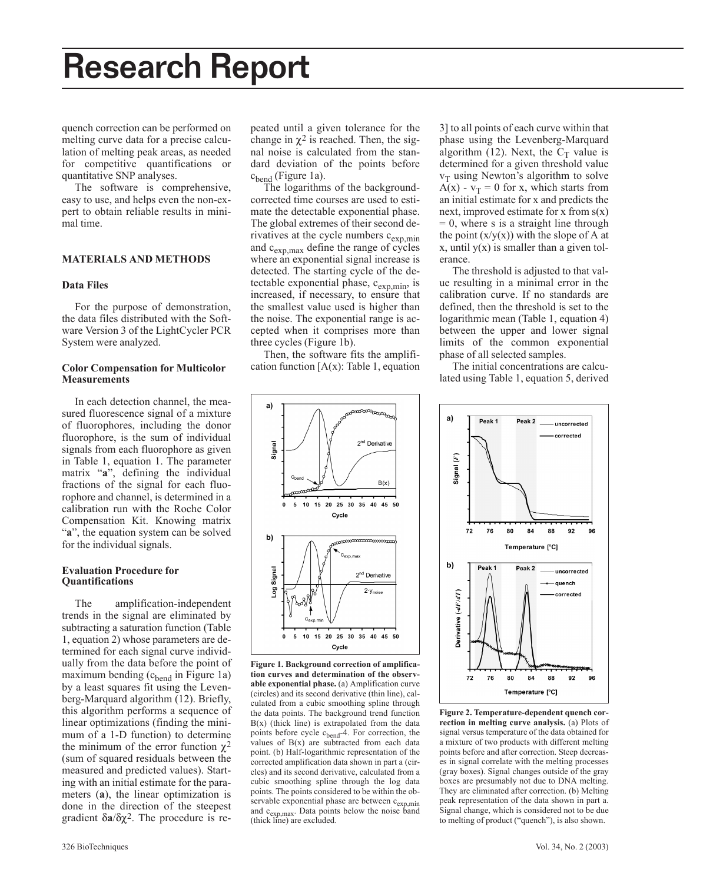quench correction can be performed on melting curve data for a precise calculation of melting peak areas, as needed for competitive quantifications or quantitative SNP analyses.

The software is comprehensive, easy to use, and helps even the non-expert to obtain reliable results in minimal time.

## MATERIALS AND METHODS

### Data Files

For the purpose of demonstration, the data files distributed with the Software Version 3 of the LightCycler PCR System were analyzed.

### Color Compensation for Multicolor Measurements

In each detection channel, the measured fluorescence signal of a mixture of fluorophores, including the donor fluorophore, is the sum of individual signals from each fluorophore as given in Table 1, equation 1. The parameter matrix "**a**", defining the individual fractions of the signal for each fluorophore and channel, is determined in a calibration run with the Roche Color Compensation Kit. Knowing matrix "**a**", the equation system can be solved for the individual signals.

### Evaluation Procedure for Quantifications

The amplification-independent trends in the signal are eliminated by subtracting a saturation function (Table 1, equation 2) whose parameters are determined for each signal curve individually from the data before the point of maximum bending ($c_{bend}$ in Figure 1a) by a least squares fit using the Levenberg-Marquard algorithm (12). Briefly, this algorithm performs a sequence of linear optimizations (finding the minimum of a 1-D function) to determine the minimum of the error function $\chi^2$ (sum of squared residuals between the measured and predicted values). Starting with an initial estimate for the parameters (**a**), the linear optimization is done in the direction of the steepest gradient $\delta\mathbf{a}/\delta\chi^2$. The procedure is repeated until a given tolerance for the change in $\chi^2$ is reached. Then, the signal noise is calculated from the standard deviation of the points before $c_{bend}$ (Figure 1a).

The logarithms of the background-corrected time courses are used to estimate the detectable exponential phase. The global extremes of their second derivatives at the cycle numbers $c_{exp,min}$ and $c_{exp,max}$ define the range of cycles where an exponential signal increase is detected. The starting cycle of the detectable exponential phase, $c_{exp,min}$, is increased, if necessary, to ensure that the smallest value used is higher than the noise. The exponential range is accepted when it comprises more than three cycles (Figure 1b).

Then, the software fits the amplification function [A(x): Table 1, equation 3] to all points of each curve within that phase using the Levenberg-Marquard algorithm (12). Next, the $C_T$ value is determined for a given threshold value $v_T$ using Newton's algorithm to solve $A(x) - v_T = 0$ for x, which starts from an initial estimate for x and predicts the next, improved estimate for x from $s(x) = 0$, where s is a straight line through the point (x/y(x)) with the slope of A at x, until y(x) is smaller than a given tolerance.

The threshold is adjusted to that value resulting in a minimal error in the calibration curve. If no standards are defined, then the threshold is set to the logarithmic mean (Table 1, equation 4) between the upper and lower signal limits of the common exponential phase of all selected samples.

The initial concentrations are calculated using Table 1, equation 5, derived

**Figure 1. Background correction of amplification curves and determination of the observable exponential phase.** (a) Amplification curve (circles) and its second derivative (thin line), calculated from a cubic smoothing spline through the data points. The background trend function B(x) (thick line) is extrapolated from the data points before cycle $c_{bend}$-4. For correction, the values of B(x) are subtracted from each data point. (b) Half-logarithmic representation of the corrected amplification data shown in part a (circles) and its second derivative, calculated from a cubic smoothing spline through the log data points. The points considered to be within the observable exponential phase are between $c_{exp,min}$ and $c_{exp,max}$. Data points below the noise band (thick line) are excluded.

**Figure 2. Temperature-dependent quench correction in melting curve analysis.** (a) Plots of signal versus temperature of the data obtained for a mixture of two products with different melting points before and after correction. Steep decreases in signal correlate with the melting processes (gray boxes). Signal changes outside of the gray boxes are presumably not due to DNA melting. They are eliminated after correction. (b) Melting peak representation of the data shown in part a. Signal change, which is considered not to be due to melting of product ("quench"), is also shown.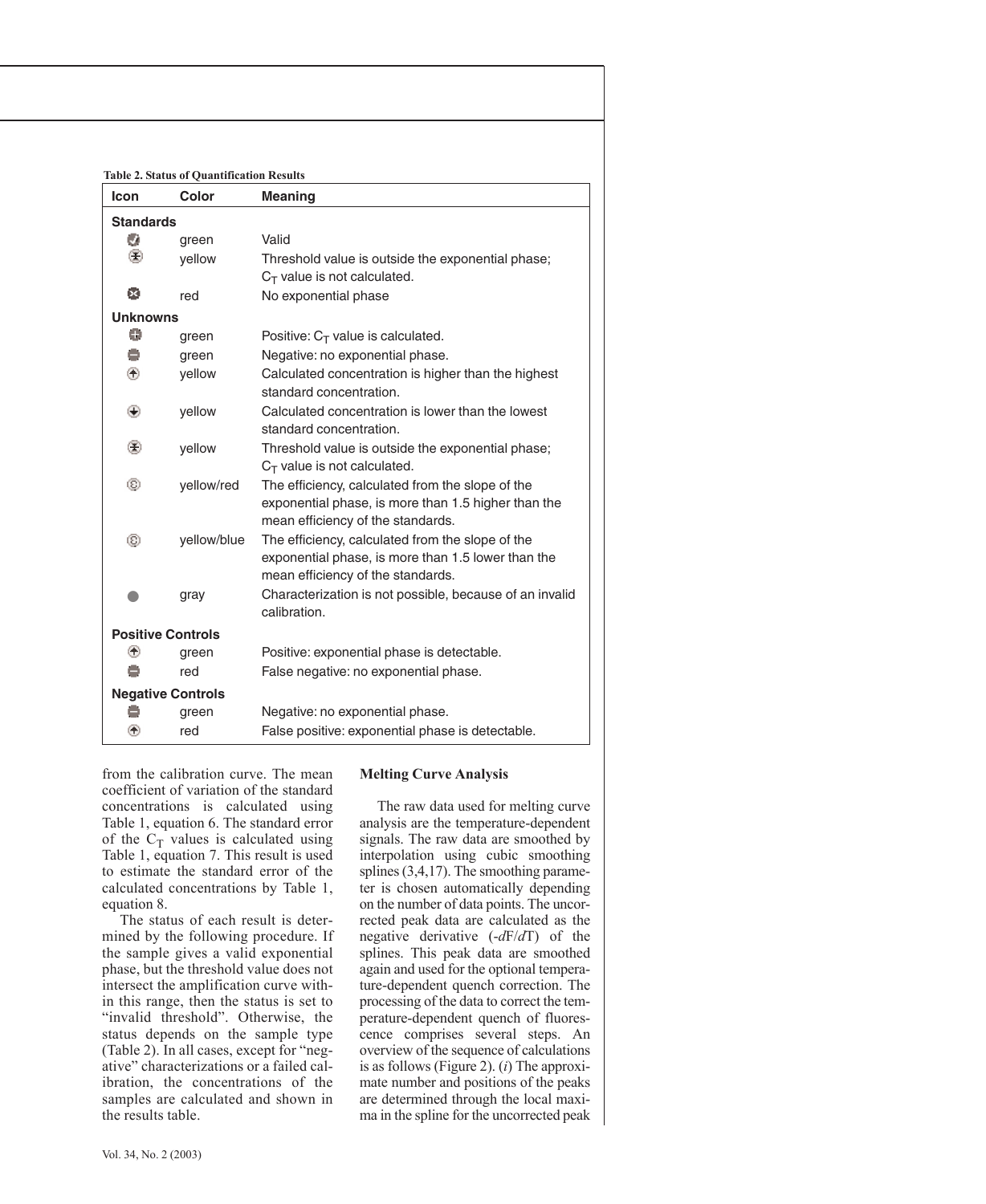**Table 2. Status of Quantification Results**

| Icon | Color | Meaning |
|---|---|---|
| **Standards** | | |
| | green | Valid |
| | yellow | Threshold value is outside the exponential phase; $C_T$ value is not calculated. |
| | red | No exponential phase |
| **Unknowns** | | |
| | green | Positive: $C_T$ value is calculated. |
| | green | Negative: no exponential phase. |
| | yellow | Calculated concentration is higher than the highest standard concentration. |
| | yellow | Calculated concentration is lower than the lowest standard concentration. |
| | yellow | Threshold value is outside the exponential phase; $C_T$ value is not calculated. |
| | yellow/red | The efficiency, calculated from the slope of the exponential phase, is more than 1.5 higher than the mean efficiency of the standards. |
| | yellow/blue | The efficiency, calculated from the slope of the exponential phase, is more than 1.5 lower than the mean efficiency of the standards. |
| | gray | Characterization is not possible, because of an invalid calibration. |
| **Positive Controls** | | |
| | green | Positive: exponential phase is detectable. |
| | red | False negative: no exponential phase. |
| **Negative Controls** | | |
| | green | Negative: no exponential phase. |
| | red | False positive: exponential phase is detectable. |

from the calibration curve. The mean coefficient of variation of the standard concentrations is calculated using Table 1, equation 6. The standard error of the $C_T$ values is calculated using Table 1, equation 7. This result is used to estimate the standard error of the calculated concentrations by Table 1, equation 8.

The status of each result is determined by the following procedure. If the sample gives a valid exponential phase, but the threshold value does not intersect the amplification curve within this range, then the status is set to "invalid threshold". Otherwise, the status depends on the sample type (Table 2). In all cases, except for "negative" characterizations or a failed calibration, the concentrations of the samples are calculated and shown in the results table.

### Melting Curve Analysis

The raw data used for melting curve analysis are the temperature-dependent signals. The raw data are smoothed by interpolation using cubic smoothing splines (3,4,17). The smoothing parameter is chosen automatically depending on the number of data points. The uncorrected peak data are calculated as the negative derivative (-*d*F/*d*T) of the splines. This peak data are smoothed again and used for the optional temperature-dependent quench correction. The processing of the data to correct the temperature-dependent quench of fluorescence comprises several steps. An overview of the sequence of calculations is as follows (Figure 2). (*i*) The approximate number and positions of the peaks are determined through the local maxima in the spline for the uncorrected peak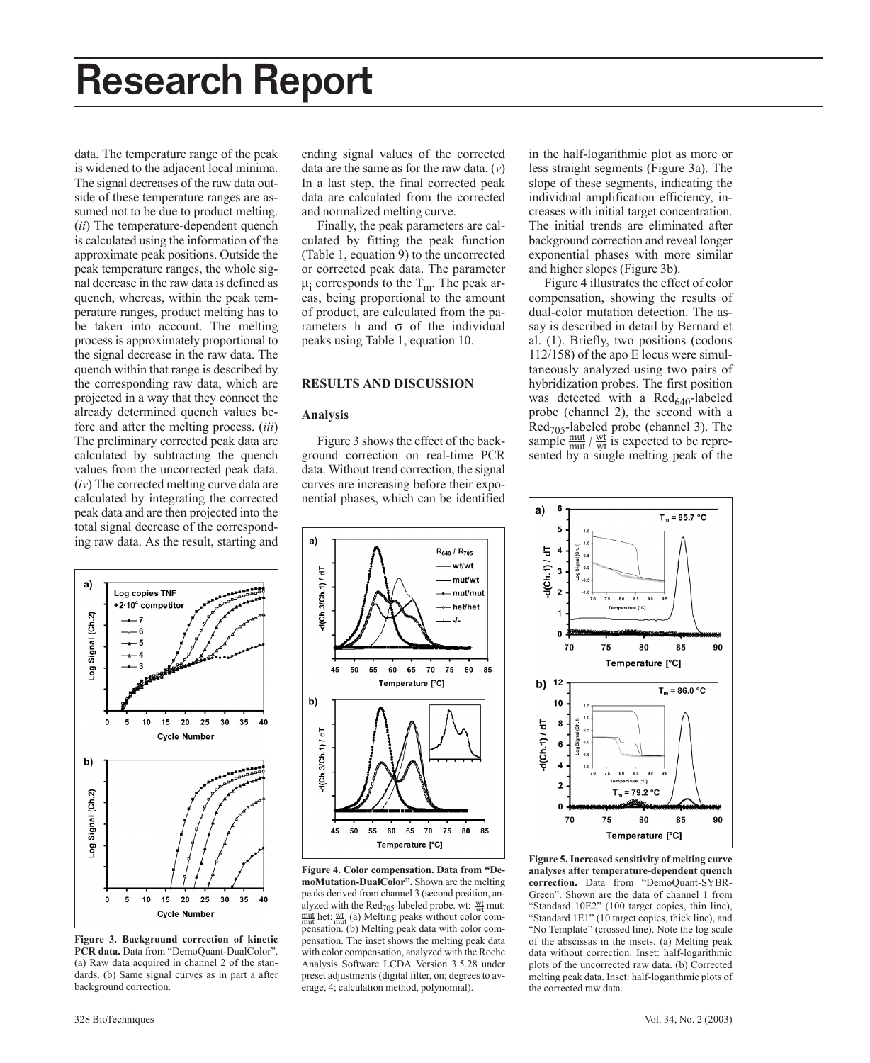data. The temperature range of the peak is widened to the adjacent local minima. The signal decreases of the raw data outside of these temperature ranges are assumed not to be due to product melting. (*ii*) The temperature-dependent quench is calculated using the information of the approximate peak positions. Outside the peak temperature ranges, the whole signal decrease in the raw data is defined as quench, whereas, within the peak temperature ranges, product melting has to be taken into account. The melting process is approximately proportional to the signal decrease in the raw data. The quench within that range is described by the corresponding raw data, which are projected in a way that they connect the already determined quench values before and after the melting process. (*iii*) The preliminary corrected peak data are calculated by subtracting the quench values from the uncorrected peak data. (*iv*) The corrected melting curve data are calculated by integrating the corrected peak data and are then projected into the total signal decrease of the corresponding raw data. As the result, starting and ending signal values of the corrected data are the same as for the raw data. (*v*) In a last step, the final corrected peak data are calculated from the corrected and normalized melting curve.

Finally, the peak parameters are calculated by fitting the peak function (Table 1, equation 9) to the uncorrected or corrected peak data. The parameter $\mu_i$ corresponds to the $T_m$. The peak areas, being proportional to the amount of product, are calculated from the parameters h and $\sigma$ of the individual peaks using Table 1, equation 10.

## RESULTS AND DISCUSSION

### Analysis

Figure 3 shows the effect of the background correction on real-time PCR data. Without trend correction, the signal curves are increasing before their exponential phases, which can be identified in the half-logarithmic plot as more or less straight segments (Figure 3a). The slope of these segments, indicating the individual amplification efficiency, increases with initial target concentration. The initial trends are eliminated after background correction and reveal longer exponential phases with more similar and higher slopes (Figure 3b).

Figure 4 illustrates the effect of color compensation, showing the results of dual-color mutation detection. The assay is described in detail by Bernard et al. (1). Briefly, two positions (codons 112/158) of the apo E locus were simultaneously analyzed using two pairs of hybridization probes. The first position was detected with a $Red_{640}$-labeled probe (channel 2), the second with a $Red_{705}$-labeled probe (channel 3). The sample $\frac{mut}{mut} / \frac{wt}{wt}$ is expected to be represented by a single melting peak of the

**Figure 3. Background correction of kinetic PCR data.** Data from "DemoQuant-DualColor". (a) Raw data acquired in channel 2 of the standards. (b) Same signal curves as in part a after background correction.

**Figure 4. Color compensation. Data from "DemoMutation-DualColor".** Shown are the melting peaks derived from channel 3 (second position, analyzed with the $Red_{705}$-labeled probe. wt: $\frac{wt}{wt}$ mut: $\frac{mut}{mut}$ het: $\frac{wt}{mut}$ (a) Melting peaks without color compensation. (b) Melting peak data with color compensation. The inset shows the melting peak data with color compensation, analyzed with the Roche Analysis Software LCDA Version 3.5.28 under preset adjustments (digital filter, on; degrees to average, 4; calculation method, polynomial).

**Figure 5. Increased sensitivity of melting curve analyses after temperature-dependent quench correction.** Data from "DemoQuant-SYBR-Green". Shown are the data of channel 1 from "Standard 10E2" (100 target copies, thin line), "Standard 1E1" (10 target copies, thick line), and "No Template" (crossed line). Note the log scale of the abscissas in the insets. (a) Melting peak data without correction. Inset: half-logarithmic plots of the uncorrected raw data. (b) Corrected melting peak data. Inset: half-logarithmic plots of the corrected raw data.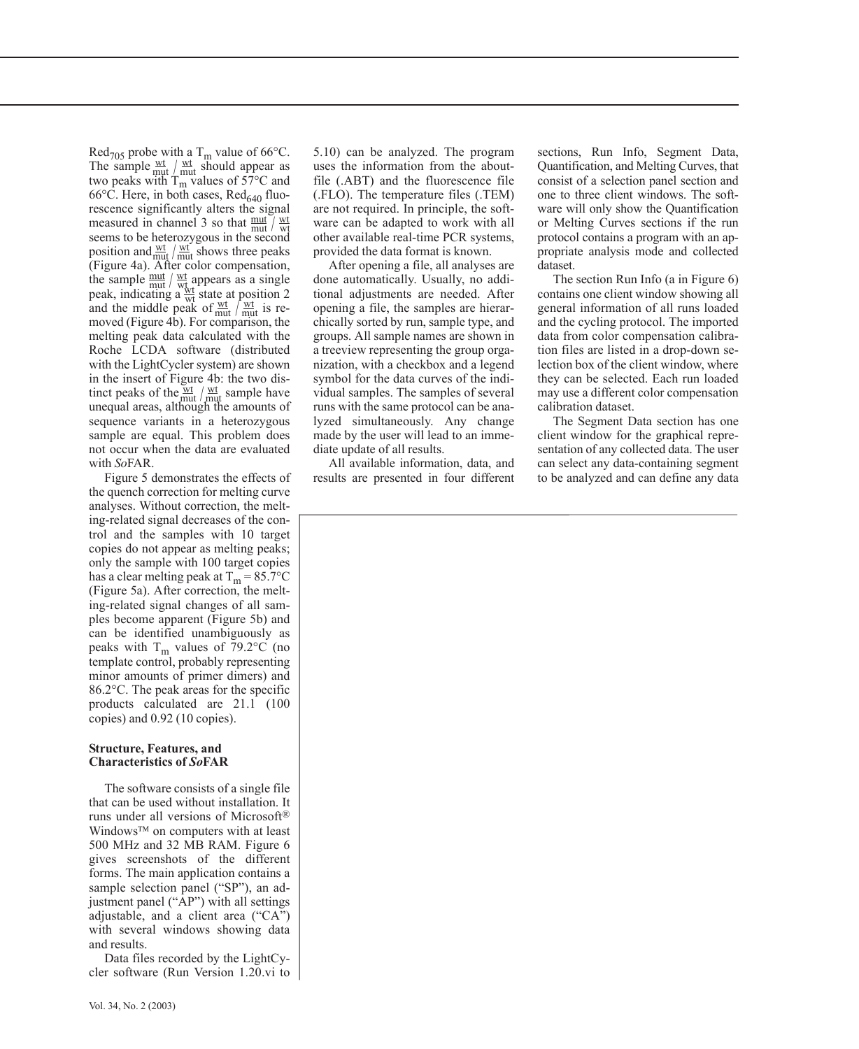$Red_{705}$ probe with a $T_m$ value of 66°C. The sample $\frac{wt}{mut}$ / $\frac{wt}{mut}$ should appear as two peaks with $T_m$ values of 57°C and 66°C. Here, in both cases, $Red_{640}$ fluorescence significantly alters the signal measured in channel 3 so that $\frac{mut}{mut}$ / $\frac{wt}{wt}$ seems to be heterozygous in the second position and $\frac{wt}{mut}$ / $\frac{wt}{mut}$ shows three peaks (Figure 4a). After color compensation, the sample $\frac{mut}{mut}$ / $\frac{wt}{wt}$ appears as a single peak, indicating a $\frac{wt}{wt}$ state at position 2 and the middle peak of $\frac{wt}{mut}$ / $\frac{wt}{mut}$ is removed (Figure 4b). For comparison, the melting peak data calculated with the Roche LCDA software (distributed with the LightCycler system) are shown in the insert of Figure 4b: the two distinct peaks of the $\frac{wt}{mut}$ / $\frac{wt}{mut}$ sample have unequal areas, although the amounts of sequence variants in a heterozygous sample are equal. This problem does not occur when the data are evaluated with *So*FAR.

Figure 5 demonstrates the effects of the quench correction for melting curve analyses. Without correction, the melting-related signal decreases of the control and the samples with 10 target copies do not appear as melting peaks; only the sample with 100 target copies has a clear melting peak at $T_m$ = 85.7°C (Figure 5a). After correction, the melting-related signal changes of all samples become apparent (Figure 5b) and can be identified unambiguously as peaks with $T_m$ values of 79.2°C (no template control, probably representing minor amounts of primer dimers) and 86.2°C. The peak areas for the specific products calculated are 21.1 (100 copies) and 0.92 (10 copies).

**Structure, Features, and Characteristics of *So*FAR**

The software consists of a single file that can be used without installation. It runs under all versions of Microsoft® Windows™ on computers with at least 500 MHz and 32 MB RAM. Figure 6 gives screenshots of the different forms. The main application contains a sample selection panel ("SP"), an adjustment panel ("AP") with all settings adjustable, and a client area ("CA") with several windows showing data and results.

Data files recorded by the LightCycler software (Run Version 1.20.vi to 5.10) can be analyzed. The program uses the information from the about-file (.ABT) and the fluorescence file (.FLO). The temperature files (.TEM) are not required. In principle, the software can be adapted to work with all other available real-time PCR systems, provided the data format is known.

After opening a file, all analyses are done automatically. Usually, no additional adjustments are needed. After opening a file, the samples are hierarchically sorted by run, sample type, and groups. All sample names are shown in a treeview representing the group organization, with a checkbox and a legend symbol for the data curves of the individual samples. The samples of several runs with the same protocol can be analyzed simultaneously. Any change made by the user will lead to an immediate update of all results.

All available information, data, and results are presented in four different sections, Run Info, Segment Data, Quantification, and Melting Curves, that consist of a selection panel section and one to three client windows. The software will only show the Quantification or Melting Curves sections if the run protocol contains a program with an appropriate analysis mode and collected dataset.

The section Run Info (a in Figure 6) contains one client window showing all general information of all runs loaded and the cycling protocol. The imported data from color compensation calibration files are listed in a drop-down selection box of the client window, where they can be selected. Each run loaded may use a different color compensation calibration dataset.

The Segment Data section has one client window for the graphical representation of any collected data. The user can select any data-containing segment to be analyzed and can define any data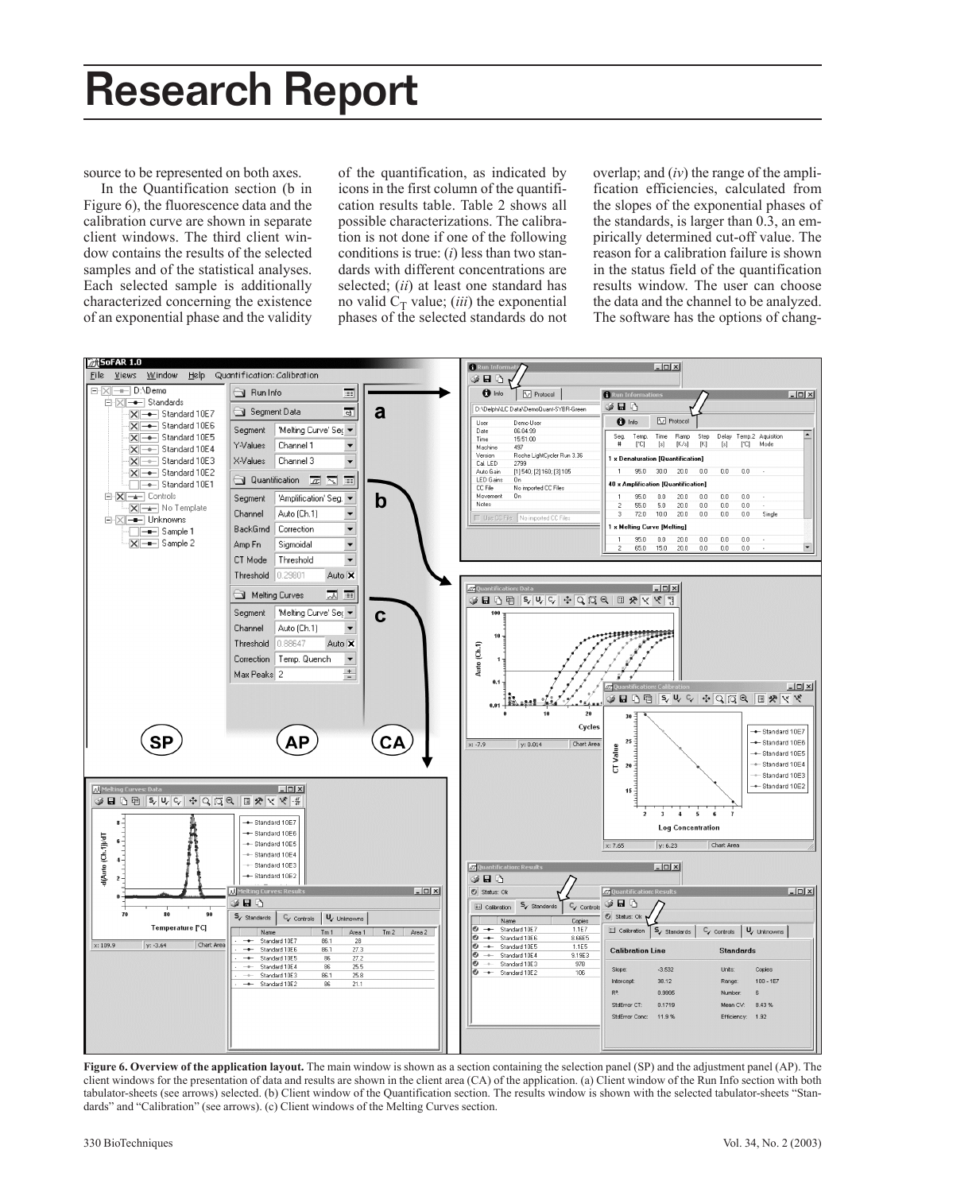source to be represented on both axes.

In the Quantification section (b in Figure 6), the fluorescence data and the calibration curve are shown in separate client windows. The third client window contains the results of the selected samples and of the statistical analyses. Each selected sample is additionally characterized concerning the existence of an exponential phase and the validity of the quantification, as indicated by icons in the first column of the quantification results table. Table 2 shows all possible characterizations. The calibration is not done if one of the following conditions is true: (*i*) less than two standards with different concentrations are selected; (*ii*) at least one standard has no valid $C_T$ value; (*iii*) the exponential phases of the selected standards do not overlap; and (*iv*) the range of the amplification efficiencies, calculated from the slopes of the exponential phases of the standards, is larger than 0.3, an empirically determined cut-off value. The reason for a calibration failure is shown in the status field of the quantification results window. The user can choose the data and the channel to be analyzed. The software has the options of chang-

**Figure 6. Overview of the application layout.** The main window is shown as a section containing the selection panel (SP) and the adjustment panel (AP). The client windows for the presentation of data and results are shown in the client area (CA) of the application. (a) Client window of the Run Info section with both tabulator-sheets (see arrows) selected. (b) Client window of the Quantification section. The results window is shown with the selected tabulator-sheets "Standards" and "Calibration" (see arrows). (c) Client windows of the Melting Curves section.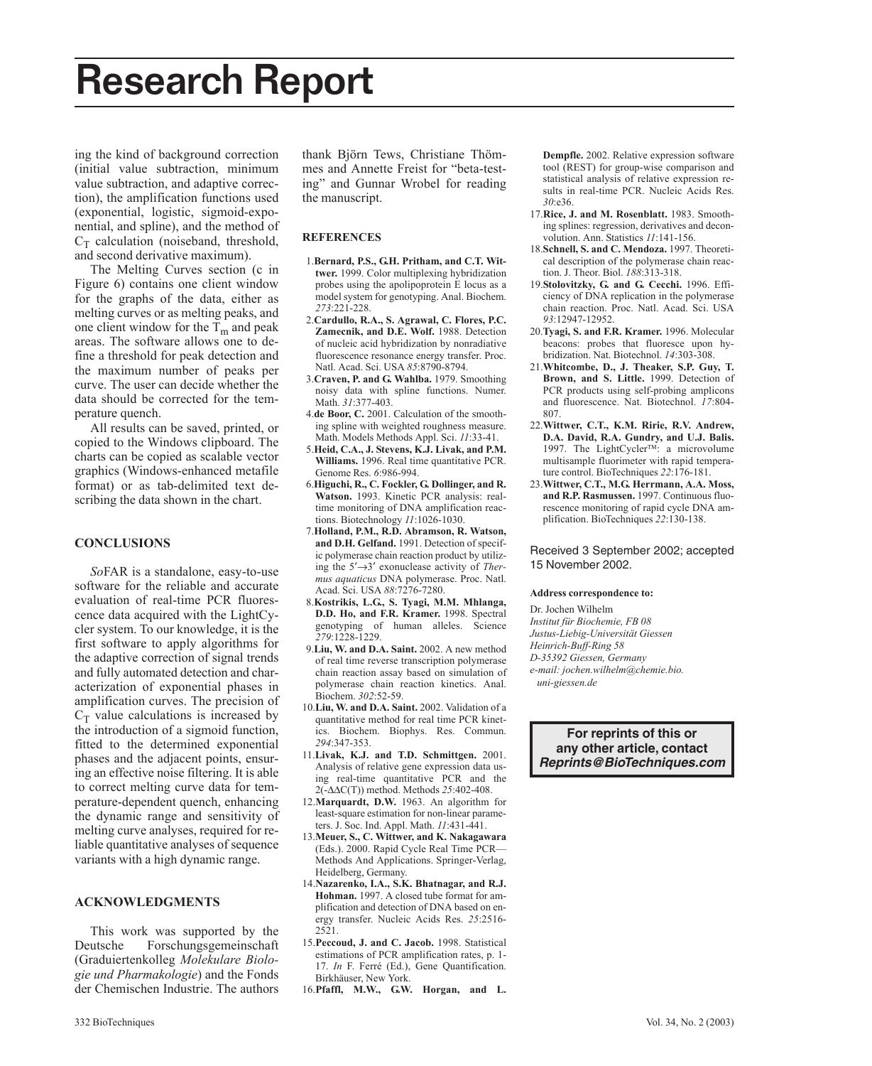ing the kind of background correction (initial value subtraction, minimum value subtraction, and adaptive correction), the amplification functions used (exponential, logistic, sigmoid-exponential, and spline), and the method of $C_T$ calculation (noiseband, threshold, and second derivative maximum).

The Melting Curves section (c in Figure 6) contains one client window for the graphs of the data, either as melting curves or as melting peaks, and one client window for the $T_m$ and peak areas. The software allows one to define a threshold for peak detection and the maximum number of peaks per curve. The user can decide whether the data should be corrected for the temperature quench.

All results can be saved, printed, or copied to the Windows clipboard. The charts can be copied as scalable vector graphics (Windows-enhanced metafile format) or as tab-delimited text describing the data shown in the chart.

## CONCLUSIONS

*So*FAR is a standalone, easy-to-use software for the reliable and accurate evaluation of real-time PCR fluorescence data acquired with the LightCycler system. To our knowledge, it is the first software to apply algorithms for the adaptive correction of signal trends and fully automated detection and characterization of exponential phases in amplification curves. The precision of $C_T$ value calculations is increased by the introduction of a sigmoid function, fitted to the determined exponential phases and the adjacent points, ensuring an effective noise filtering. It is able to correct melting curve data for temperature-dependent quench, enhancing the dynamic range and sensitivity of melting curve analyses, required for reliable quantitative analyses of sequence variants with a high dynamic range.

## ACKNOWLEDGMENTS

This work was supported by the Deutsche Forschungsgemeinschaft (Graduiertenkolleg *Molekulare Biologie und Pharmakologie*) and the Fonds der Chemischen Industrie. The authors thank Björn Tews, Christiane Thömmes and Annette Freist for "beta-testing" and Gunnar Wrobel for reading the manuscript.

## REFERENCES

1. **Bernard, P.S., G.H. Pritham, and C.T. Wittwer.** 1999. Color multiplexing hybridization probes using the apolipoprotein E locus as a model system for genotyping. Anal. Biochem. *273*:221-228.
2. **Cardullo, R.A., S. Agrawal, C. Flores, P.C. Zamecnik, and D.E. Wolf.** 1988. Detection of nucleic acid hybridization by nonradiative fluorescence resonance energy transfer. Proc. Natl. Acad. Sci. USA *85*:8790-8794.
3. **Craven, P. and G. Wahlba.** 1979. Smoothing noisy data with spline functions. Numer. Math. *31*:377-403.
4. **de Boor, C.** 2001. Calculation of the smoothing spline with weighted roughness measure. Math. Models Methods Appl. Sci. *11*:33-41.
5. **Heid, C.A., J. Stevens, K.J. Livak, and P.M. Williams.** 1996. Real time quantitative PCR. Genome Res. *6*:986-994.
6. **Higuchi, R., C. Fockler, G. Dollinger, and R. Watson.** 1993. Kinetic PCR analysis: real-time monitoring of DNA amplification reactions. Biotechnology *11*:1026-1030.
7. **Holland, P.M., R.D. Abramson, R. Watson, and D.H. Gelfand.** 1991. Detection of specific polymerase chain reaction product by utilizing the 5′→3′ exonuclease activity of *Thermus aquaticus* DNA polymerase. Proc. Natl. Acad. Sci. USA *88*:7276-7280.
8. **Kostrikis, L.G., S. Tyagi, M.M. Mhlanga, D.D. Ho, and F.R. Kramer.** 1998. Spectral genotyping of human alleles. Science *279*:1228-1229.
9. **Liu, W. and D.A. Saint.** 2002. A new method of real time reverse transcription polymerase chain reaction assay based on simulation of polymerase chain reaction kinetics. Anal. Biochem. *302*:52-59.
10. **Liu, W. and D.A. Saint.** 2002. Validation of a quantitative method for real time PCR kinetics. Biochem. Biophys. Res. Commun. *294*:347-353.
11. **Livak, K.J. and T.D. Schmittgen.** 2001. Analysis of relative gene expression data using real-time quantitative PCR and the 2(-ΔΔC(T)) method. Methods *25*:402-408.
12. **Marquardt, D.W.** 1963. An algorithm for least-square estimation for non-linear parameters. J. Soc. Ind. Appl. Math. *11*:431-441.
13. **Meuer, S., C. Wittwer, and K. Nakagawara** (Eds.). 2000. Rapid Cycle Real Time PCR—Methods And Applications. Springer-Verlag, Heidelberg, Germany.
14. **Nazarenko, I.A., S.K. Bhatnagar, and R.J. Hohman.** 1997. A closed tube format for amplification and detection of DNA based on energy transfer. Nucleic Acids Res. *25*:2516-2521.
15. **Peccoud, J. and C. Jacob.** 1998. Statistical estimations of PCR amplification rates, p. 1-17. *In* F. Ferré (Ed.), Gene Quantification. Birkhäuser, New York.
16. **Pfaffl, M.W., G.W. Horgan, and L. Dempfle.** 2002. Relative expression software tool (REST) for group-wise comparison and statistical analysis of relative expression results in real-time PCR. Nucleic Acids Res. *30*:e36.
17. **Rice, J. and M. Rosenblatt.** 1983. Smoothing splines: regression, derivatives and deconvolution. Ann. Statistics *11*:141-156.
18. **Schnell, S. and C. Mendoza.** 1997. Theoretical description of the polymerase chain reaction. J. Theor. Biol. *188*:313-318.
19. **Stolovitzky, G. and G. Cecchi.** 1996. Efficiency of DNA replication in the polymerase chain reaction. Proc. Natl. Acad. Sci. USA *93*:12947-12952.
20. **Tyagi, S. and F.R. Kramer.** 1996. Molecular beacons: probes that fluoresce upon hybridization. Nat. Biotechnol. *14*:303-308.
21. **Whitcombe, D., J. Theaker, S.P. Guy, T. Brown, and S. Little.** 1999. Detection of PCR products using self-probing amplicons and fluorescence. Nat. Biotechnol. *17*:804-807.
22. **Wittwer, C.T., K.M. Ririe, R.V. Andrew, D.A. David, R.A. Gundry, and U.J. Balis.** 1997. The LightCycler™: a microvolume multisample fluorimeter with rapid temperature control. BioTechniques *22*:176-181.
23. **Wittwer, C.T., M.G. Herrmann, A.A. Moss, and R.P. Rasmussen.** 1997. Continuous fluorescence monitoring of rapid cycle DNA amplification. BioTechniques *22*:130-138.

Received 3 September 2002; accepted 15 November 2002.

**Address correspondence to:**

Dr. Jochen Wilhelm
*Institut für Biochemie, FB 08*
*Justus-Liebig-Universität Giessen*
*Heinrich-Buff-Ring 58*
*D-35392 Giessen, Germany*
*e-mail: jochen.wilhelm@chemie.bio.uni-giessen.de*

**For reprints of this or any other article, contact *Reprints@BioTechniques.com***